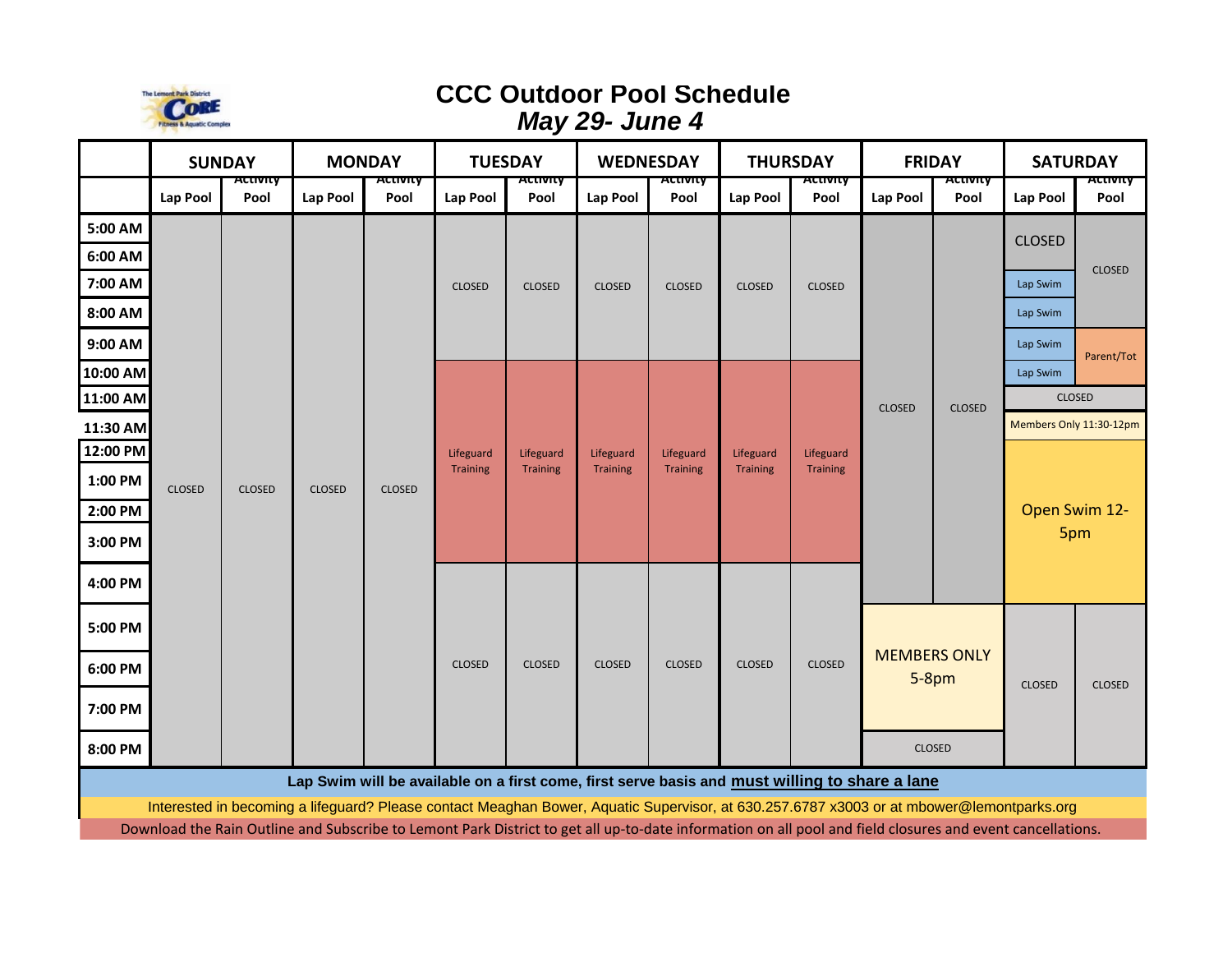The Lemont Park District CORE Fitness & Aquatic Complex

# CCC Outdoor Pool Schedule
## *May 29- June 4*

| | SUNDAY | | MONDAY | | TUESDAY | | WEDNESDAY | | THURSDAY | | FRIDAY | | SATURDAY | |
|---|---|---|---|---|---|---|---|---|---|---|---|---|---|---|
| | Lap Pool | Activity Pool | Lap Pool | Activity Pool | Lap Pool | Activity Pool | Lap Pool | Activity Pool | Lap Pool | Activity Pool | Lap Pool | Activity Pool | Lap Pool | Activity Pool |
| 5:00 AM | CLOSED | CLOSED | CLOSED | CLOSED | CLOSED | CLOSED | CLOSED | CLOSED | CLOSED | CLOSED | CLOSED | CLOSED | CLOSED | CLOSED |
| 6:00 AM | CLOSED | CLOSED | CLOSED | CLOSED | CLOSED | CLOSED | CLOSED | CLOSED | CLOSED | CLOSED | CLOSED | CLOSED | CLOSED | CLOSED |
| 7:00 AM | CLOSED | CLOSED | CLOSED | CLOSED | CLOSED | CLOSED | CLOSED | CLOSED | CLOSED | CLOSED | CLOSED | CLOSED | Lap Swim | CLOSED |
| 8:00 AM | CLOSED | CLOSED | CLOSED | CLOSED | CLOSED | CLOSED | CLOSED | CLOSED | CLOSED | CLOSED | CLOSED | CLOSED | Lap Swim | CLOSED |
| 9:00 AM | CLOSED | CLOSED | CLOSED | CLOSED | CLOSED | CLOSED | CLOSED | CLOSED | CLOSED | CLOSED | CLOSED | CLOSED | Lap Swim | Parent/Tot |
| 10:00 AM | CLOSED | CLOSED | CLOSED | CLOSED | Lifeguard Training | Lifeguard Training | Lifeguard Training | Lifeguard Training | Lifeguard Training | Lifeguard Training | CLOSED | CLOSED | Lap Swim | Parent/Tot |
| 11:00 AM | CLOSED | CLOSED | CLOSED | CLOSED | Lifeguard Training | Lifeguard Training | Lifeguard Training | Lifeguard Training | Lifeguard Training | Lifeguard Training | CLOSED | CLOSED | CLOSED | |
| 11:30 AM | CLOSED | CLOSED | CLOSED | CLOSED | Lifeguard Training | Lifeguard Training | Lifeguard Training | Lifeguard Training | Lifeguard Training | Lifeguard Training | CLOSED | CLOSED | Members Only 11:30-12pm | |
| 12:00 PM | CLOSED | CLOSED | CLOSED | CLOSED | Lifeguard Training | Lifeguard Training | Lifeguard Training | Lifeguard Training | Lifeguard Training | Lifeguard Training | CLOSED | CLOSED | Open Swim 12-5pm | |
| 1:00 PM | CLOSED | CLOSED | CLOSED | CLOSED | Lifeguard Training | Lifeguard Training | Lifeguard Training | Lifeguard Training | Lifeguard Training | Lifeguard Training | CLOSED | CLOSED | Open Swim 12-5pm | |
| 2:00 PM | CLOSED | CLOSED | CLOSED | CLOSED | Lifeguard Training | Lifeguard Training | Lifeguard Training | Lifeguard Training | Lifeguard Training | Lifeguard Training | CLOSED | CLOSED | Open Swim 12-5pm | |
| 3:00 PM | CLOSED | CLOSED | CLOSED | CLOSED | Lifeguard Training | Lifeguard Training | Lifeguard Training | Lifeguard Training | Lifeguard Training | Lifeguard Training | CLOSED | CLOSED | Open Swim 12-5pm | |
| 4:00 PM | CLOSED | CLOSED | CLOSED | CLOSED | CLOSED | CLOSED | CLOSED | CLOSED | CLOSED | CLOSED | CLOSED | CLOSED | Open Swim 12-5pm | |
| 5:00 PM | CLOSED | CLOSED | CLOSED | CLOSED | CLOSED | CLOSED | CLOSED | CLOSED | CLOSED | CLOSED | MEMBERS ONLY 5-8pm | | CLOSED | CLOSED |
| 6:00 PM | CLOSED | CLOSED | CLOSED | CLOSED | CLOSED | CLOSED | CLOSED | CLOSED | CLOSED | CLOSED | MEMBERS ONLY 5-8pm | | CLOSED | CLOSED |
| 7:00 PM | CLOSED | CLOSED | CLOSED | CLOSED | CLOSED | CLOSED | CLOSED | CLOSED | CLOSED | CLOSED | MEMBERS ONLY 5-8pm | | CLOSED | CLOSED |
| 8:00 PM | CLOSED | CLOSED | CLOSED | CLOSED | CLOSED | CLOSED | CLOSED | CLOSED | CLOSED | CLOSED | CLOSED | | CLOSED | CLOSED |

**Lap Swim will be available on a first come, first serve basis and <u>must willing to share a lane</u>**

Interested in becoming a lifeguard? Please contact Meaghan Bower, Aquatic Supervisor, at 630.257.6787 x3003 or at mbower@lemontparks.org

Download the Rain Outline and Subscribe to Lemont Park District to get all up-to-date information on all pool and field closures and event cancellations.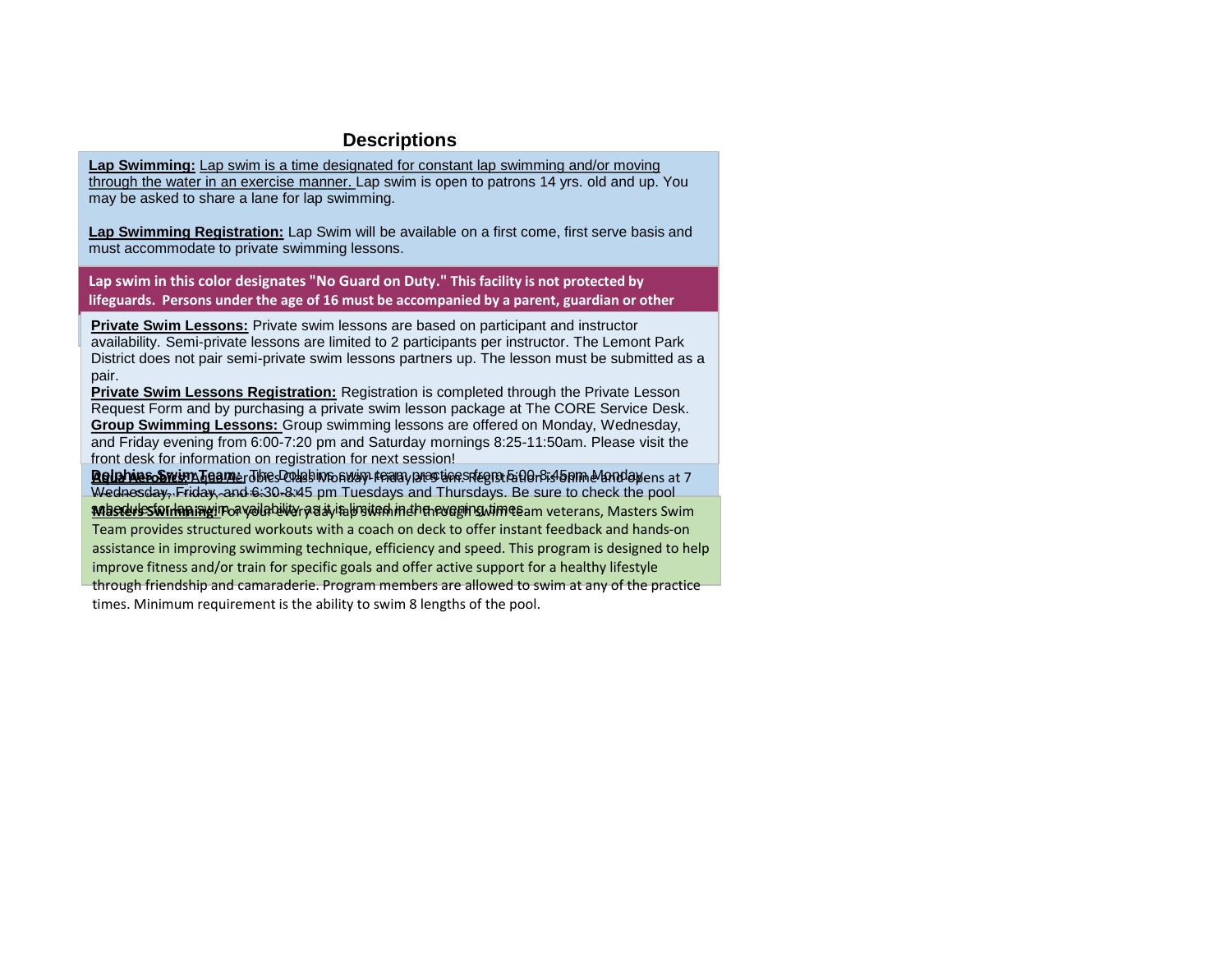## Descriptions

**Lap Swimming:** Lap swim is a time designated for constant lap swimming and/or moving through the water in an exercise manner. Lap swim is open to patrons 14 yrs. old and up. You may be asked to share a lane for lap swimming.

**Lap Swimming Registration:** Lap Swim will be available on a first come, first serve basis and must accommodate to private swimming lessons.

**Lap swim in this color designates "No Guard on Duty." This facility is not protected by lifeguards. Persons under the age of 16 must be accompanied by a parent, guardian or other**

**Private Swim Lessons:** Private swim lessons are based on participant and instructor availability. Semi-private lessons are limited to 2 participants per instructor. The Lemont Park District does not pair semi-private swim lessons partners up. The lesson must be submitted as a pair.

**Private Swim Lessons Registration:** Registration is completed through the Private Lesson Request Form and by purchasing a private swim lesson package at The CORE Service Desk.

**Group Swimming Lessons:** Group swimming lessons are offered on Monday, Wednesday, and Friday evening from 6:00-7:20 pm and Saturday mornings 8:25-11:50am. Please visit the front desk for information on registration for next session!

**Dolphins Swim Team:** The Dolphins swim team practices from 5:00-8:45pm Monday, Wednesday, Friday, and 6:30-8:45 pm Tuesdays and Thursdays. Be sure to check the pool schedule for lap swim availability as it is limited in the evening times.

**Aqua Aerobics:** Aqua Aerobics Class Monday-Friday at 9 am. Registration is online and opens at 7

**Masters Swimming:** For your every day lap swimmer through swim team veterans, Masters Swim Team provides structured workouts with a coach on deck to offer instant feedback and hands-on assistance in improving swimming technique, efficiency and speed. This program is designed to help improve fitness and/or train for specific goals and offer active support for a healthy lifestyle through friendship and camaraderie. Program members are allowed to swim at any of the practice times. Minimum requirement is the ability to swim 8 lengths of the pool.